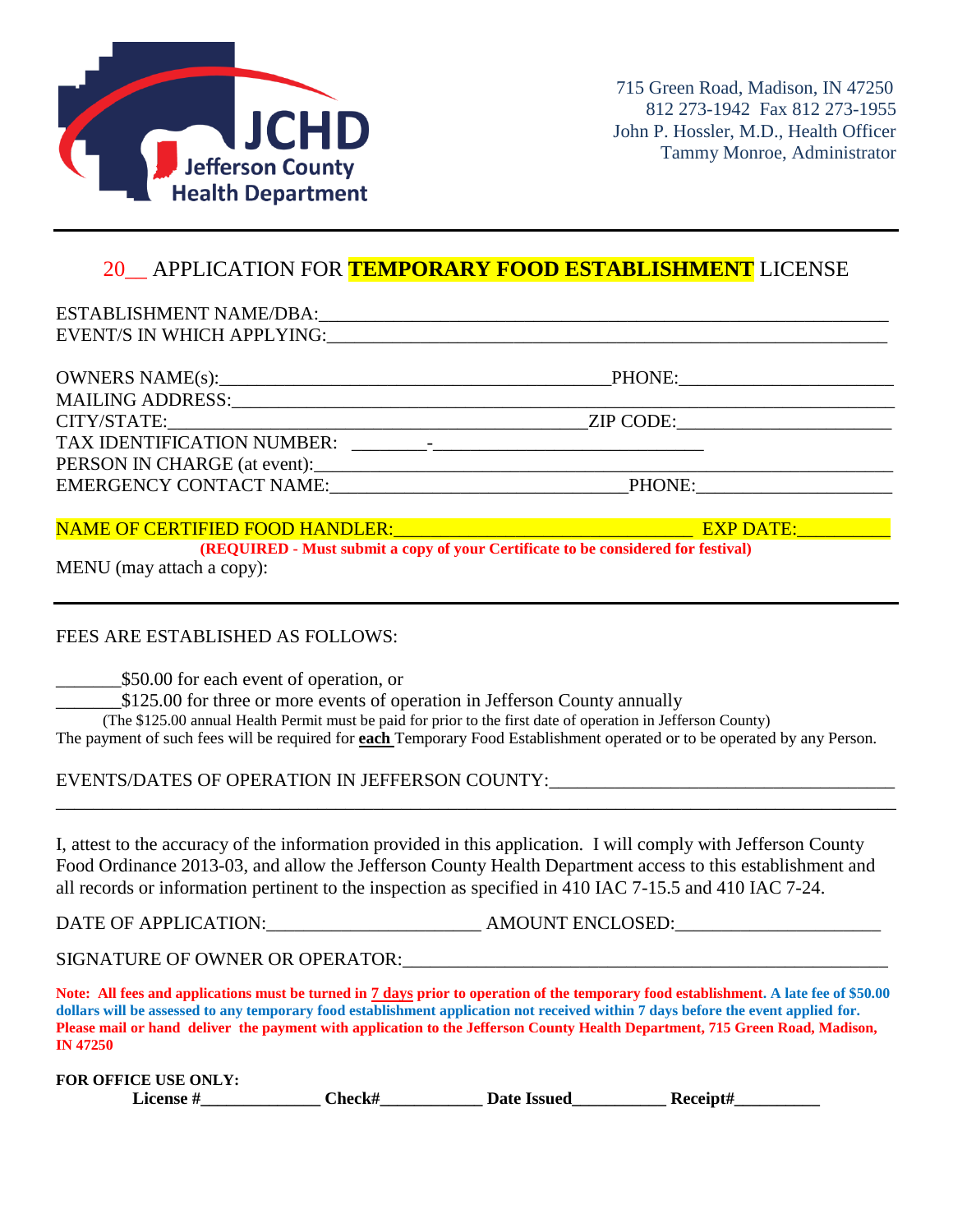JCHD
Jefferson County
Health Department

715 Green Road, Madison, IN 47250
812 273-1942 Fax 812 273-1955
John P. Hossler, M.D., Health Officer
Tammy Monroe, Administrator

# 20__ APPLICATION FOR **TEMPORARY FOOD ESTABLISHMENT** LICENSE

ESTABLISHMENT NAME/DBA:_______________________________________________________________

EVENT/S IN WHICH APPLYING:______________________________________________________________

OWNERS NAME(s):________________________________________PHONE:_____________________

MAILING ADDRESS:_______________________________________________________________________

CITY/STATE:___________________________________________ZIP CODE:______________________

TAX IDENTIFICATION NUMBER: ________-____________________________

PERSON IN CHARGE (at event):________________________________________________________

EMERGENCY CONTACT NAME:______________________________PHONE:____________________

NAME OF CERTIFIED FOOD HANDLER:______________________________ EXP DATE:_________

**(REQUIRED - Must submit a copy of your Certificate to be considered for festival)**

MENU (may attach a copy):

---

FEES ARE ESTABLISHED AS FOLLOWS:

_______$50.00 for each event of operation, or

_______$125.00 for three or more events of operation in Jefferson County annually

(The $125.00 annual Health Permit must be paid for prior to the first date of operation in Jefferson County)

The payment of such fees will be required for **each** Temporary Food Establishment operated or to be operated by any Person.

EVENTS/DATES OF OPERATION IN JEFFERSON COUNTY:_____________________________________

_____________________________________________________________________________________

I, attest to the accuracy of the information provided in this application. I will comply with Jefferson County Food Ordinance 2013-03, and allow the Jefferson County Health Department access to this establishment and all records or information pertinent to the inspection as specified in 410 IAC 7-15.5 and 410 IAC 7-24.

DATE OF APPLICATION:______________________ AMOUNT ENCLOSED:_____________________

SIGNATURE OF OWNER OR OPERATOR:___________________________________________________

**Note: All fees and applications must be turned in 7 days prior to operation of the temporary food establishment. A late fee of $50.00 dollars will be assessed to any temporary food establishment application not received within 7 days before the event applied for. Please mail or hand deliver the payment with application to the Jefferson County Health Department, 715 Green Road, Madison, IN 47250**

**FOR OFFICE USE ONLY:**

**License #_____________ Check#___________ Date Issued__________ Receipt#_________**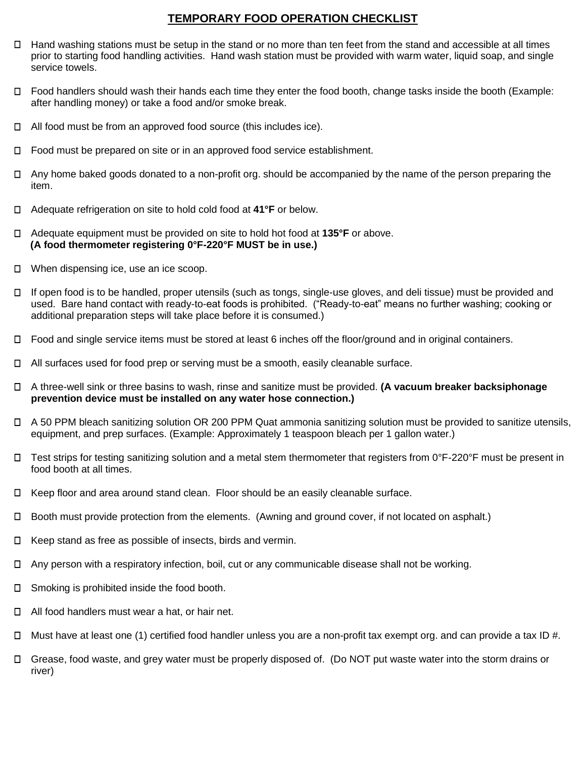# TEMPORARY FOOD OPERATION CHECKLIST

- ☐ Hand washing stations must be setup in the stand or no more than ten feet from the stand and accessible at all times prior to starting food handling activities. Hand wash station must be provided with warm water, liquid soap, and single service towels.
- ☐ Food handlers should wash their hands each time they enter the food booth, change tasks inside the booth (Example: after handling money) or take a food and/or smoke break.
- ☐ All food must be from an approved food source (this includes ice).
- ☐ Food must be prepared on site or in an approved food service establishment.
- ☐ Any home baked goods donated to a non-profit org. should be accompanied by the name of the person preparing the item.
- ☐ Adequate refrigeration on site to hold cold food at **41°F** or below.
- ☐ Adequate equipment must be provided on site to hold hot food at **135°F** or above. **(A food thermometer registering 0°F-220°F MUST be in use.)**
- ☐ When dispensing ice, use an ice scoop.
- ☐ If open food is to be handled, proper utensils (such as tongs, single-use gloves, and deli tissue) must be provided and used. Bare hand contact with ready-to-eat foods is prohibited. ("Ready-to-eat" means no further washing; cooking or additional preparation steps will take place before it is consumed.)
- ☐ Food and single service items must be stored at least 6 inches off the floor/ground and in original containers.
- ☐ All surfaces used for food prep or serving must be a smooth, easily cleanable surface.
- ☐ A three-well sink or three basins to wash, rinse and sanitize must be provided. **(A vacuum breaker backsiphonage prevention device must be installed on any water hose connection.)**
- ☐ A 50 PPM bleach sanitizing solution OR 200 PPM Quat ammonia sanitizing solution must be provided to sanitize utensils, equipment, and prep surfaces. (Example: Approximately 1 teaspoon bleach per 1 gallon water.)
- ☐ Test strips for testing sanitizing solution and a metal stem thermometer that registers from 0°F-220°F must be present in food booth at all times.
- ☐ Keep floor and area around stand clean. Floor should be an easily cleanable surface.
- ☐ Booth must provide protection from the elements. (Awning and ground cover, if not located on asphalt.)
- ☐ Keep stand as free as possible of insects, birds and vermin.
- ☐ Any person with a respiratory infection, boil, cut or any communicable disease shall not be working.
- ☐ Smoking is prohibited inside the food booth.
- ☐ All food handlers must wear a hat, or hair net.
- ☐ Must have at least one (1) certified food handler unless you are a non-profit tax exempt org. and can provide a tax ID #.
- ☐ Grease, food waste, and grey water must be properly disposed of. (Do NOT put waste water into the storm drains or river)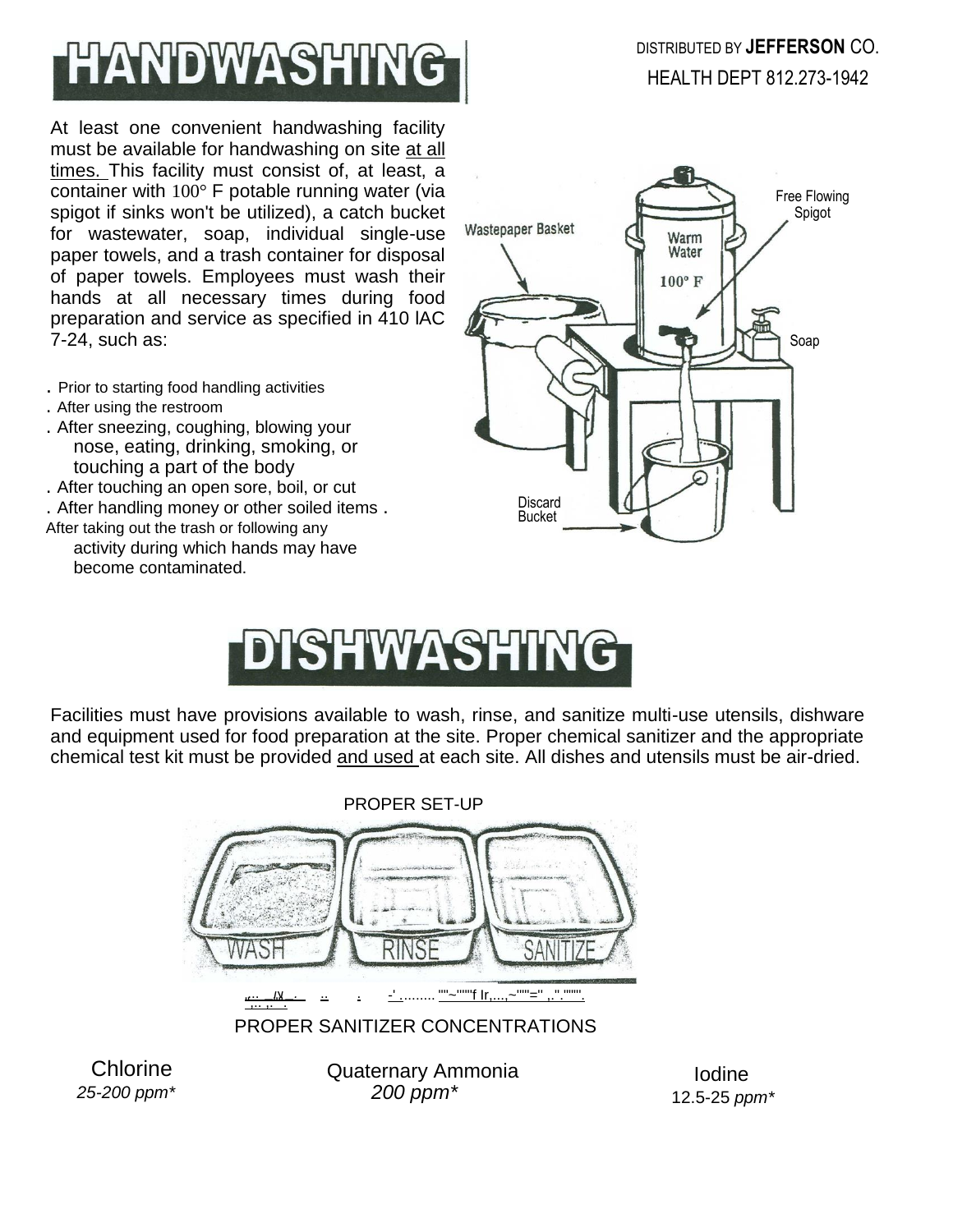# HANDWASHING

DISTRIBUTED BY **JEFFERSON** CO. HEALTH DEPT 812.273-1942

At least one convenient handwashing facility must be available for handwashing on site at all times. This facility must consist of, at least, a container with 100° F potable running water (via spigot if sinks won't be utilized), a catch bucket for wastewater, soap, individual single-use paper towels, and a trash container for disposal of paper towels. Employees must wash their hands at all necessary times during food preparation and service as specified in 410 IAC 7-24, such as:

- Prior to starting food handling activities
- After using the restroom
- After sneezing, coughing, blowing your nose, eating, drinking, smoking, or touching a part of the body
- After touching an open sore, boil, or cut
- After handling money or other soiled items
- After taking out the trash or following any activity during which hands may have become contaminated.

Wastepaper Basket

Warm Water 100° F

Free Flowing Spigot

Soap

Discard Bucket

# DISHWASHING

Facilities must have provisions available to wash, rinse, and sanitize multi-use utensils, dishware and equipment used for food preparation at the site. Proper chemical sanitizer and the appropriate chemical test kit must be provided and used at each site. All dishes and utensils must be air-dried.

PROPER SET-UP

WASH RINSE SANITIZE

PROPER SANITIZER CONCENTRATIONS

| Chlorine | Quaternary Ammonia | Iodine |
|---|---|---|
| *25-200 ppm** | *200 ppm** | 12.5-25 *ppm** |